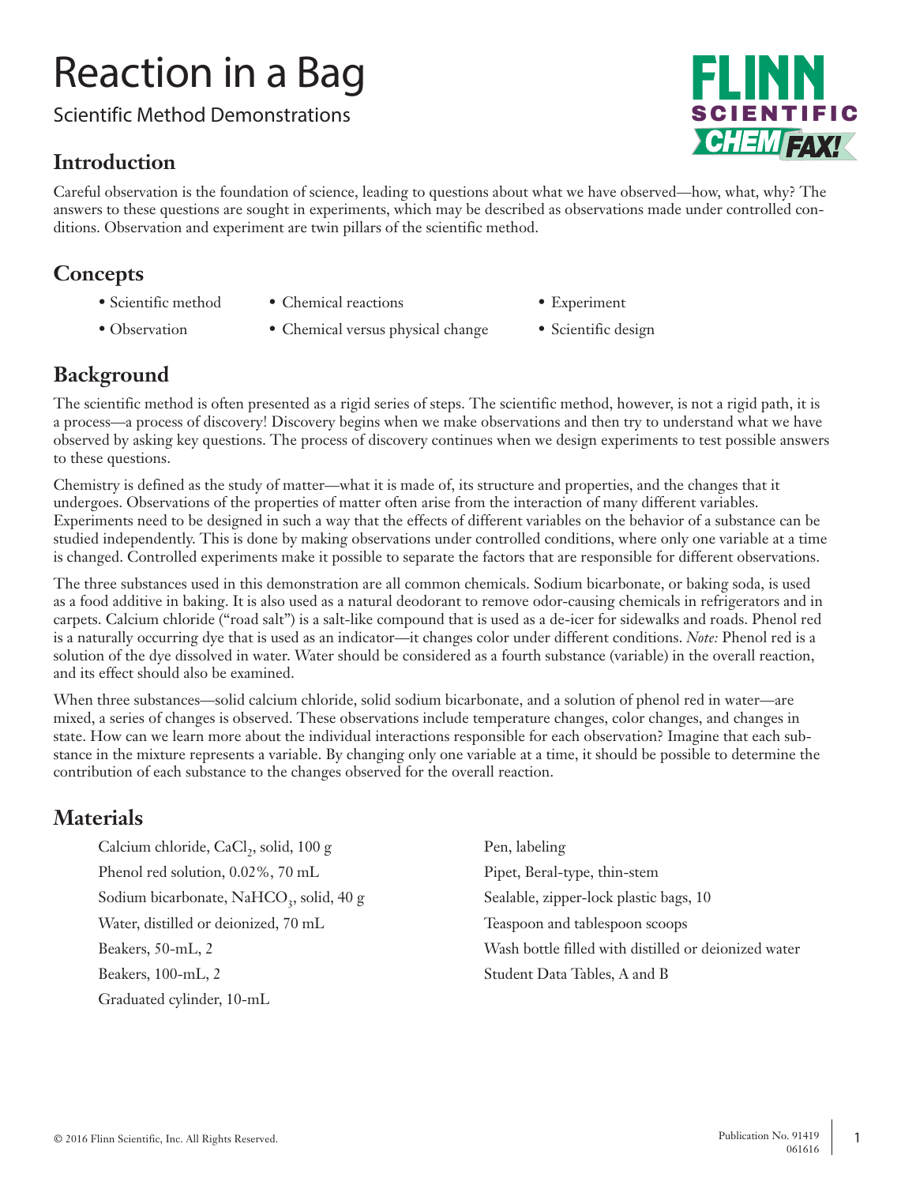# Reaction in a Bag

Scientific Method Demonstrations

## Introduction

Careful observation is the foundation of science, leading to questions about what we have observed—how, what, why? The answers to these questions are sought in experiments, which may be described as observations made under controlled conditions. Observation and experiment are twin pillars of the scientific method.

## Concepts

- Scientific method
- Observation
- Chemical reactions
- Chemical versus physical change
- Experiment
- Scientific design

## Background

The scientific method is often presented as a rigid series of steps. The scientific method, however, is not a rigid path, it is a process—a process of discovery! Discovery begins when we make observations and then try to understand what we have observed by asking key questions. The process of discovery continues when we design experiments to test possible answers to these questions.

Chemistry is defined as the study of matter—what it is made of, its structure and properties, and the changes that it undergoes. Observations of the properties of matter often arise from the interaction of many different variables. Experiments need to be designed in such a way that the effects of different variables on the behavior of a substance can be studied independently. This is done by making observations under controlled conditions, where only one variable at a time is changed. Controlled experiments make it possible to separate the factors that are responsible for different observations.

The three substances used in this demonstration are all common chemicals. Sodium bicarbonate, or baking soda, is used as a food additive in baking. It is also used as a natural deodorant to remove odor-causing chemicals in refrigerators and in carpets. Calcium chloride ("road salt") is a salt-like compound that is used as a de-icer for sidewalks and roads. Phenol red is a naturally occurring dye that is used as an indicator—it changes color under different conditions. *Note:* Phenol red is a solution of the dye dissolved in water. Water should be considered as a fourth substance (variable) in the overall reaction, and its effect should also be examined.

When three substances—solid calcium chloride, solid sodium bicarbonate, and a solution of phenol red in water—are mixed, a series of changes is observed. These observations include temperature changes, color changes, and changes in state. How can we learn more about the individual interactions responsible for each observation? Imagine that each substance in the mixture represents a variable. By changing only one variable at a time, it should be possible to determine the contribution of each substance to the changes observed for the overall reaction.

## Materials

- Calcium chloride, $CaCl_2$, solid, 100 g
- Phenol red solution, 0.02%, 70 mL
- Sodium bicarbonate, $NaHCO_3$, solid, 40 g
- Water, distilled or deionized, 70 mL
- Beakers, 50-mL, 2
- Beakers, 100-mL, 2
- Graduated cylinder, 10-mL
- Pen, labeling
- Pipet, Beral-type, thin-stem
- Sealable, zipper-lock plastic bags, 10
- Teaspoon and tablespoon scoops
- Wash bottle filled with distilled or deionized water
- Student Data Tables, A and B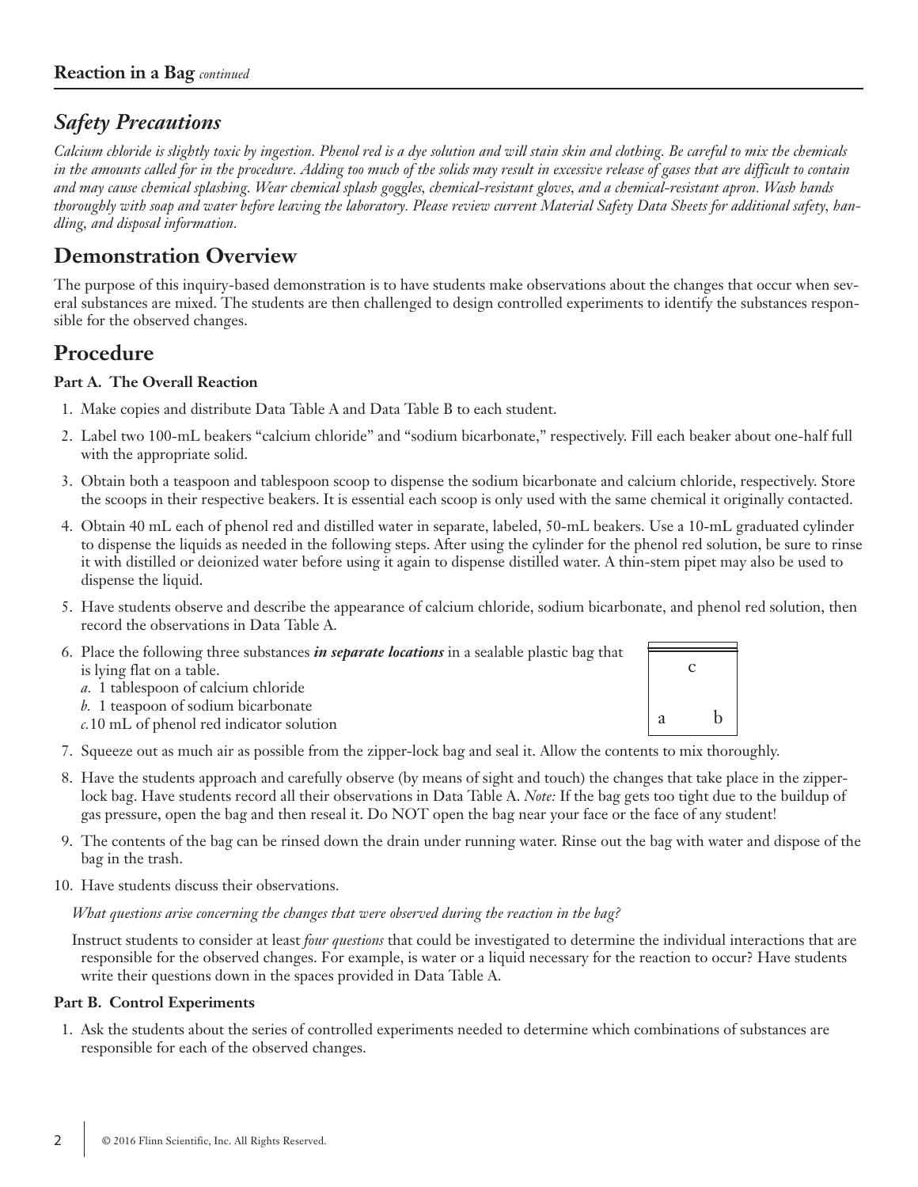## Safety Precautions

*Calcium chloride is slightly toxic by ingestion. Phenol red is a dye solution and will stain skin and clothing. Be careful to mix the chemicals in the amounts called for in the procedure. Adding too much of the solids may result in excessive release of gases that are difficult to contain and may cause chemical splashing. Wear chemical splash goggles, chemical-resistant gloves, and a chemical-resistant apron. Wash hands thoroughly with soap and water before leaving the laboratory. Please review current Material Safety Data Sheets for additional safety, handling, and disposal information.*

## Demonstration Overview

The purpose of this inquiry-based demonstration is to have students make observations about the changes that occur when several substances are mixed. The students are then challenged to design controlled experiments to identify the substances responsible for the observed changes.

## Procedure

### Part A. The Overall Reaction

1. Make copies and distribute Data Table A and Data Table B to each student.
2. Label two 100-mL beakers "calcium chloride" and "sodium bicarbonate," respectively. Fill each beaker about one-half full with the appropriate solid.
3. Obtain both a teaspoon and tablespoon scoop to dispense the sodium bicarbonate and calcium chloride, respectively. Store the scoops in their respective beakers. It is essential each scoop is only used with the same chemical it originally contacted.
4. Obtain 40 mL each of phenol red and distilled water in separate, labeled, 50-mL beakers. Use a 10-mL graduated cylinder to dispense the liquids as needed in the following steps. After using the cylinder for the phenol red solution, be sure to rinse it with distilled or deionized water before using it again to dispense distilled water. A thin-stem pipet may also be used to dispense the liquid.
5. Have students observe and describe the appearance of calcium chloride, sodium bicarbonate, and phenol red solution, then record the observations in Data Table A.
6. Place the following three substances ***in separate locations*** in a sealable plastic bag that is lying flat on a table.
   *a.* 1 tablespoon of calcium chloride
   *b.* 1 teaspoon of sodium bicarbonate
   *c.* 10 mL of phenol red indicator solution

   c

   a　　b

7. Squeeze out as much air as possible from the zipper-lock bag and seal it. Allow the contents to mix thoroughly.
8. Have the students approach and carefully observe (by means of sight and touch) the changes that take place in the zipper-lock bag. Have students record all their observations in Data Table A. *Note:* If the bag gets too tight due to the buildup of gas pressure, open the bag and then reseal it. Do NOT open the bag near your face or the face of any student!
9. The contents of the bag can be rinsed down the drain under running water. Rinse out the bag with water and dispose of the bag in the trash.
10. Have students discuss their observations.

    *What questions arise concerning the changes that were observed during the reaction in the bag?*

    Instruct students to consider at least *four questions* that could be investigated to determine the individual interactions that are responsible for the observed changes. For example, is water or a liquid necessary for the reaction to occur? Have students write their questions down in the spaces provided in Data Table A.

### Part B. Control Experiments

1. Ask the students about the series of controlled experiments needed to determine which combinations of substances are responsible for each of the observed changes.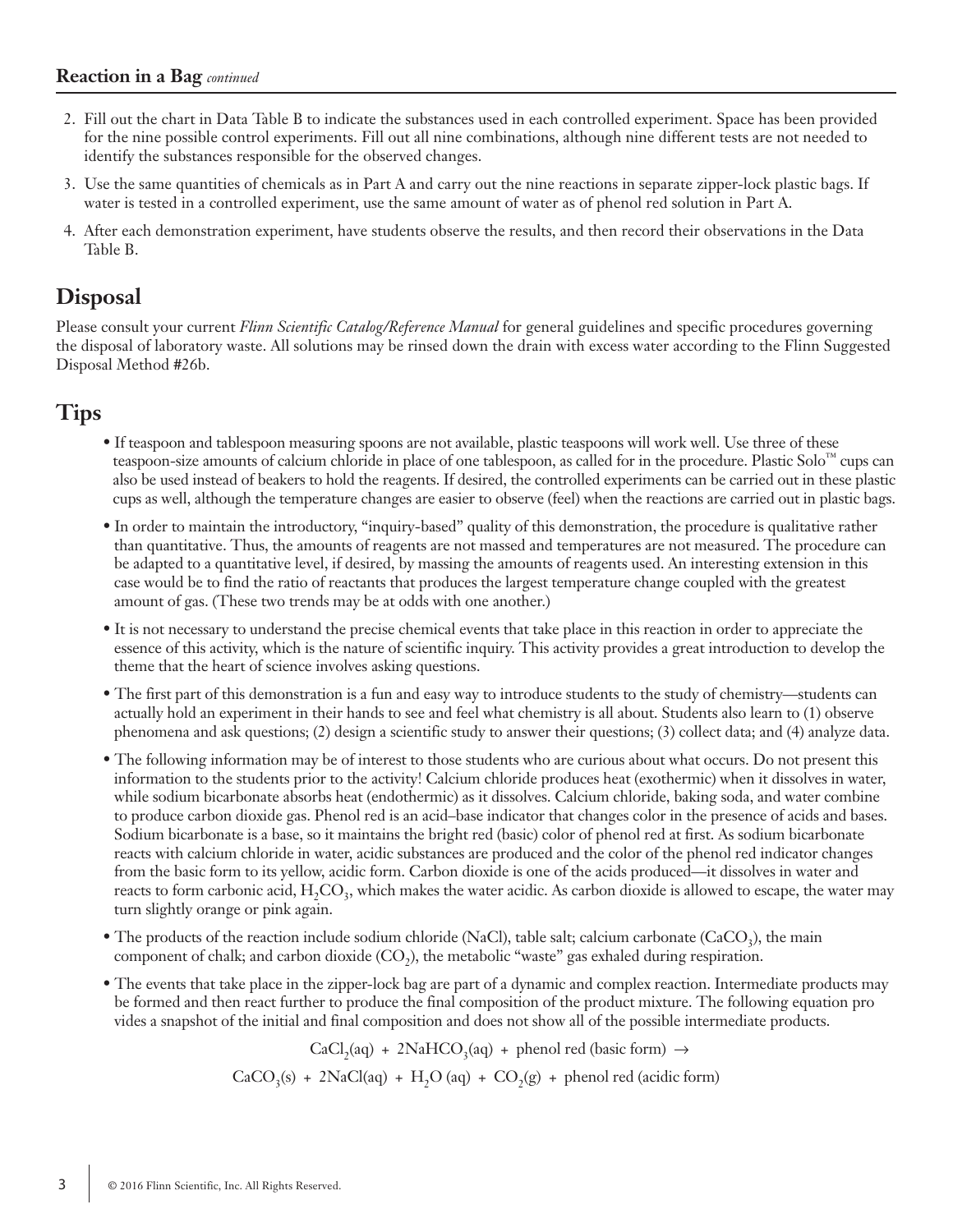2. Fill out the chart in Data Table B to indicate the substances used in each controlled experiment. Space has been provided for the nine possible control experiments. Fill out all nine combinations, although nine different tests are not needed to identify the substances responsible for the observed changes.
3. Use the same quantities of chemicals as in Part A and carry out the nine reactions in separate zipper-lock plastic bags. If water is tested in a controlled experiment, use the same amount of water as of phenol red solution in Part A.
4. After each demonstration experiment, have students observe the results, and then record their observations in the Data Table B.

## Disposal

Please consult your current *Flinn Scientific Catalog/Reference Manual* for general guidelines and specific procedures governing the disposal of laboratory waste. All solutions may be rinsed down the drain with excess water according to the Flinn Suggested Disposal Method #26b.

## Tips

- If teaspoon and tablespoon measuring spoons are not available, plastic teaspoons will work well. Use three of these teaspoon-size amounts of calcium chloride in place of one tablespoon, as called for in the procedure. Plastic Solo™ cups can also be used instead of beakers to hold the reagents. If desired, the controlled experiments can be carried out in these plastic cups as well, although the temperature changes are easier to observe (feel) when the reactions are carried out in plastic bags.
- In order to maintain the introductory, "inquiry-based" quality of this demonstration, the procedure is qualitative rather than quantitative. Thus, the amounts of reagents are not massed and temperatures are not measured. The procedure can be adapted to a quantitative level, if desired, by massing the amounts of reagents used. An interesting extension in this case would be to find the ratio of reactants that produces the largest temperature change coupled with the greatest amount of gas. (These two trends may be at odds with one another.)
- It is not necessary to understand the precise chemical events that take place in this reaction in order to appreciate the essence of this activity, which is the nature of scientific inquiry. This activity provides a great introduction to develop the theme that the heart of science involves asking questions.
- The first part of this demonstration is a fun and easy way to introduce students to the study of chemistry—students can actually hold an experiment in their hands to see and feel what chemistry is all about. Students also learn to (1) observe phenomena and ask questions; (2) design a scientific study to answer their questions; (3) collect data; and (4) analyze data.
- The following information may be of interest to those students who are curious about what occurs. Do not present this information to the students prior to the activity! Calcium chloride produces heat (exothermic) when it dissolves in water, while sodium bicarbonate absorbs heat (endothermic) as it dissolves. Calcium chloride, baking soda, and water combine to produce carbon dioxide gas. Phenol red is an acid–base indicator that changes color in the presence of acids and bases. Sodium bicarbonate is a base, so it maintains the bright red (basic) color of phenol red at first. As sodium bicarbonate reacts with calcium chloride in water, acidic substances are produced and the color of the phenol red indicator changes from the basic form to its yellow, acidic form. Carbon dioxide is one of the acids produced—it dissolves in water and reacts to form carbonic acid, $H_2CO_3$, which makes the water acidic. As carbon dioxide is allowed to escape, the water may turn slightly orange or pink again.
- The products of the reaction include sodium chloride ($NaCl$), table salt; calcium carbonate ($CaCO_3$), the main component of chalk; and carbon dioxide ($CO_2$), the metabolic "waste" gas exhaled during respiration.
- The events that take place in the zipper-lock bag are part of a dynamic and complex reaction. Intermediate products may be formed and then react further to produce the final composition of the product mixture. The following equation provides a snapshot of the initial and final composition and does not show all of the possible intermediate products.

$$CaCl_2(aq) + 2NaHCO_3(aq) + \text{phenol red (basic form)} \rightarrow$$

$$CaCO_3(s) + 2NaCl(aq) + H_2O\,(aq) + CO_2(g) + \text{phenol red (acidic form)}$$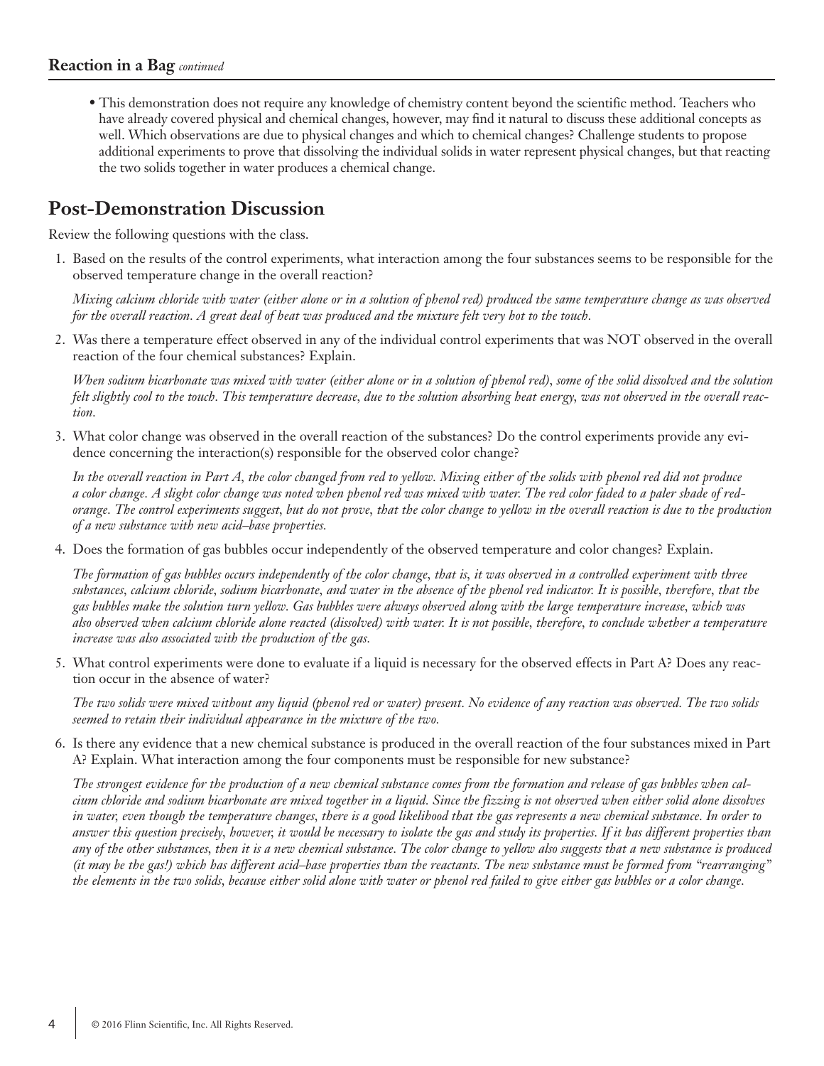- This demonstration does not require any knowledge of chemistry content beyond the scientific method. Teachers who have already covered physical and chemical changes, however, may find it natural to discuss these additional concepts as well. Which observations are due to physical changes and which to chemical changes? Challenge students to propose additional experiments to prove that dissolving the individual solids in water represent physical changes, but that reacting the two solids together in water produces a chemical change.

## Post-Demonstration Discussion

Review the following questions with the class.

1. Based on the results of the control experiments, what interaction among the four substances seems to be responsible for the observed temperature change in the overall reaction?

   *Mixing calcium chloride with water (either alone or in a solution of phenol red) produced the same temperature change as was observed for the overall reaction. A great deal of heat was produced and the mixture felt very hot to the touch.*

2. Was there a temperature effect observed in any of the individual control experiments that was NOT observed in the overall reaction of the four chemical substances? Explain.

   *When sodium bicarbonate was mixed with water (either alone or in a solution of phenol red), some of the solid dissolved and the solution felt slightly cool to the touch. This temperature decrease, due to the solution absorbing heat energy, was not observed in the overall reaction.*

3. What color change was observed in the overall reaction of the substances? Do the control experiments provide any evidence concerning the interaction(s) responsible for the observed color change?

   *In the overall reaction in Part A, the color changed from red to yellow. Mixing either of the solids with phenol red did not produce a color change. A slight color change was noted when phenol red was mixed with water. The red color faded to a paler shade of red-orange. The control experiments suggest, but do not prove, that the color change to yellow in the overall reaction is due to the production of a new substance with new acid–base properties.*

4. Does the formation of gas bubbles occur independently of the observed temperature and color changes? Explain.

   *The formation of gas bubbles occurs independently of the color change, that is, it was observed in a controlled experiment with three substances, calcium chloride, sodium bicarbonate, and water in the absence of the phenol red indicator. It is possible, therefore, that the gas bubbles make the solution turn yellow. Gas bubbles were always observed along with the large temperature increase, which was also observed when calcium chloride alone reacted (dissolved) with water. It is not possible, therefore, to conclude whether a temperature increase was also associated with the production of the gas.*

5. What control experiments were done to evaluate if a liquid is necessary for the observed effects in Part A? Does any reaction occur in the absence of water?

   *The two solids were mixed without any liquid (phenol red or water) present. No evidence of any reaction was observed. The two solids seemed to retain their individual appearance in the mixture of the two.*

6. Is there any evidence that a new chemical substance is produced in the overall reaction of the four substances mixed in Part A? Explain. What interaction among the four components must be responsible for new substance?

   *The strongest evidence for the production of a new chemical substance comes from the formation and release of gas bubbles when calcium chloride and sodium bicarbonate are mixed together in a liquid. Since the fizzing is not observed when either solid alone dissolves in water, even though the temperature changes, there is a good likelihood that the gas represents a new chemical substance. In order to answer this question precisely, however, it would be necessary to isolate the gas and study its properties. If it has different properties than any of the other substances, then it is a new chemical substance. The color change to yellow also suggests that a new substance is produced (it may be the gas!) which has different acid–base properties than the reactants. The new substance must be formed from "rearranging" the elements in the two solids, because either solid alone with water or phenol red failed to give either gas bubbles or a color change.*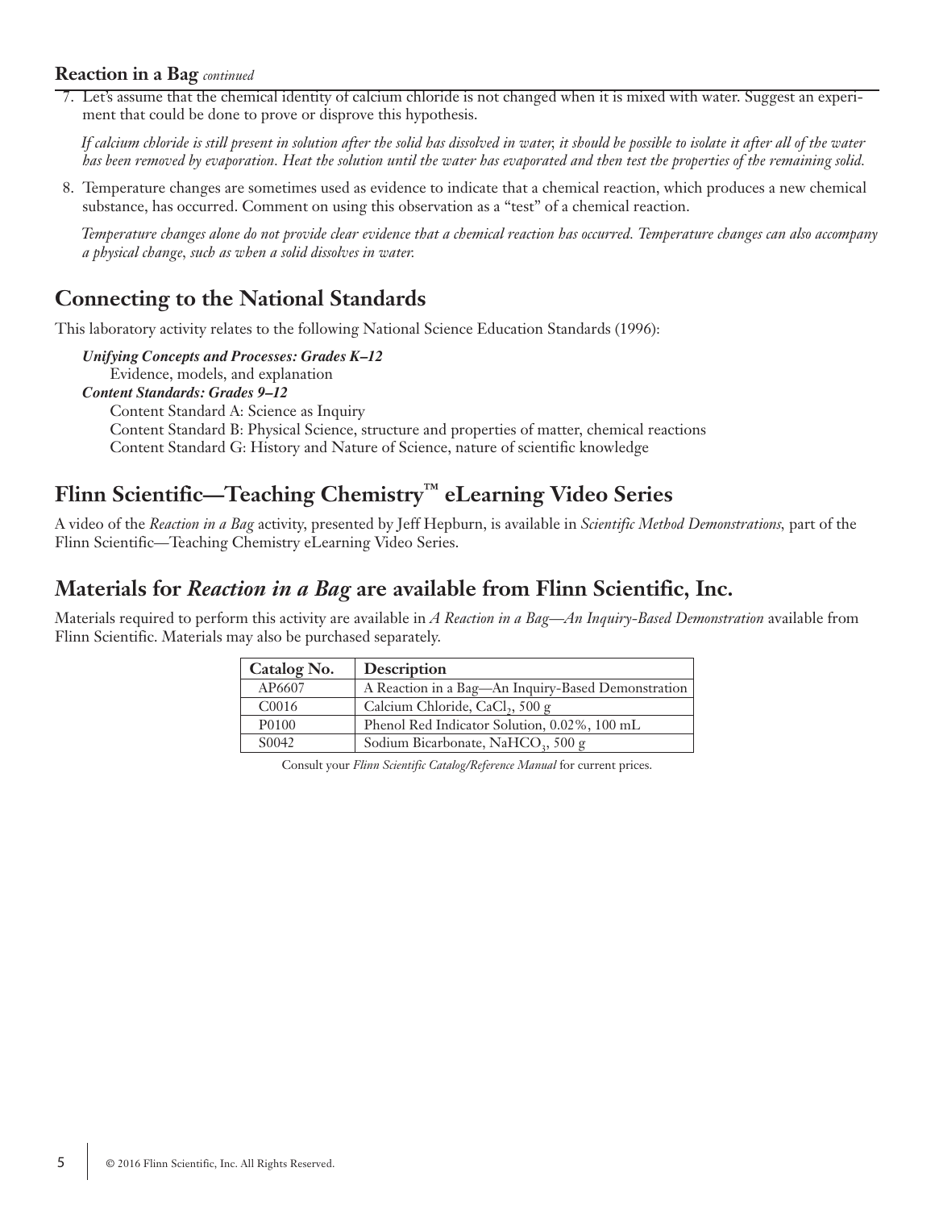7. Let's assume that the chemical identity of calcium chloride is not changed when it is mixed with water. Suggest an experiment that could be done to prove or disprove this hypothesis.

   *If calcium chloride is still present in solution after the solid has dissolved in water, it should be possible to isolate it after all of the water has been removed by evaporation. Heat the solution until the water has evaporated and then test the properties of the remaining solid.*

8. Temperature changes are sometimes used as evidence to indicate that a chemical reaction, which produces a new chemical substance, has occurred. Comment on using this observation as a "test" of a chemical reaction.

   *Temperature changes alone do not provide clear evidence that a chemical reaction has occurred. Temperature changes can also accompany a physical change, such as when a solid dissolves in water.*

## Connecting to the National Standards

This laboratory activity relates to the following National Science Education Standards (1996):

***Unifying Concepts and Processes: Grades K–12***
Evidence, models, and explanation
***Content Standards: Grades 9–12***
Content Standard A: Science as Inquiry
Content Standard B: Physical Science, structure and properties of matter, chemical reactions
Content Standard G: History and Nature of Science, nature of scientific knowledge

## Flinn Scientific—Teaching Chemistry™ eLearning Video Series

A video of the *Reaction in a Bag* activity, presented by Jeff Hepburn, is available in *Scientific Method Demonstrations*, part of the Flinn Scientific—Teaching Chemistry eLearning Video Series.

## Materials for *Reaction in a Bag* are available from Flinn Scientific, Inc.

Materials required to perform this activity are available in *A Reaction in a Bag—An Inquiry-Based Demonstration* available from Flinn Scientific. Materials may also be purchased separately.

| Catalog No. | Description |
| --- | --- |
| AP6607 | A Reaction in a Bag—An Inquiry-Based Demonstration |
| C0016 | Calcium Chloride, $CaCl_2$, 500 g |
| P0100 | Phenol Red Indicator Solution, 0.02%, 100 mL |
| S0042 | Sodium Bicarbonate, $NaHCO_3$, 500 g |

Consult your *Flinn Scientific Catalog/Reference Manual* for current prices.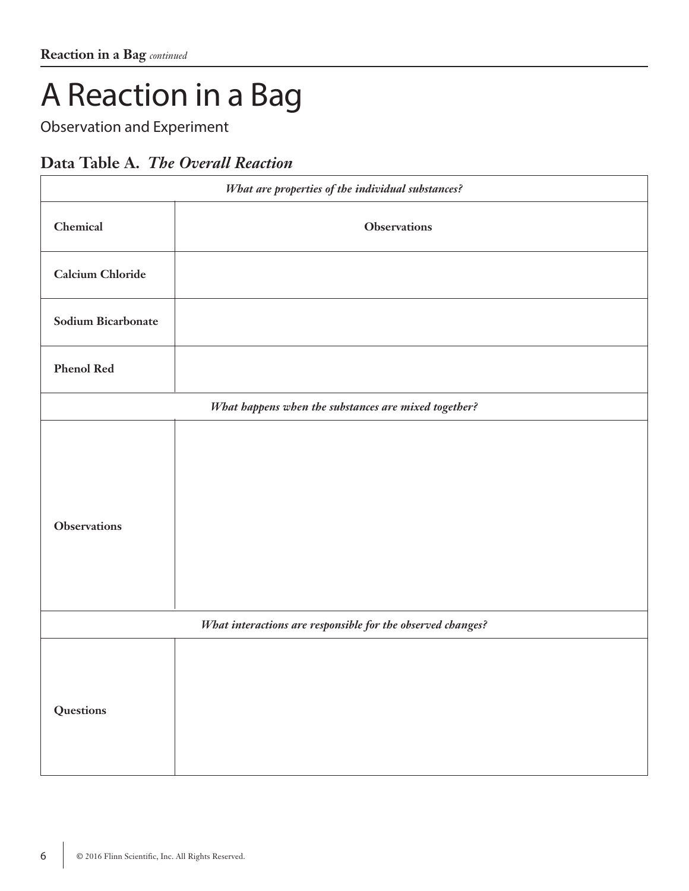# A Reaction in a Bag

Observation and Experiment

## Data Table A. *The Overall Reaction*

| *What are properties of the individual substances?* | |
|---|---|
| **Chemical** | **Observations** |
| **Calcium Chloride** | |
| **Sodium Bicarbonate** | |
| **Phenol Red** | |
| *What happens when the substances are mixed together?* | |
| **Observations** | |
| *What interactions are responsible for the observed changes?* | |
| **Questions** | |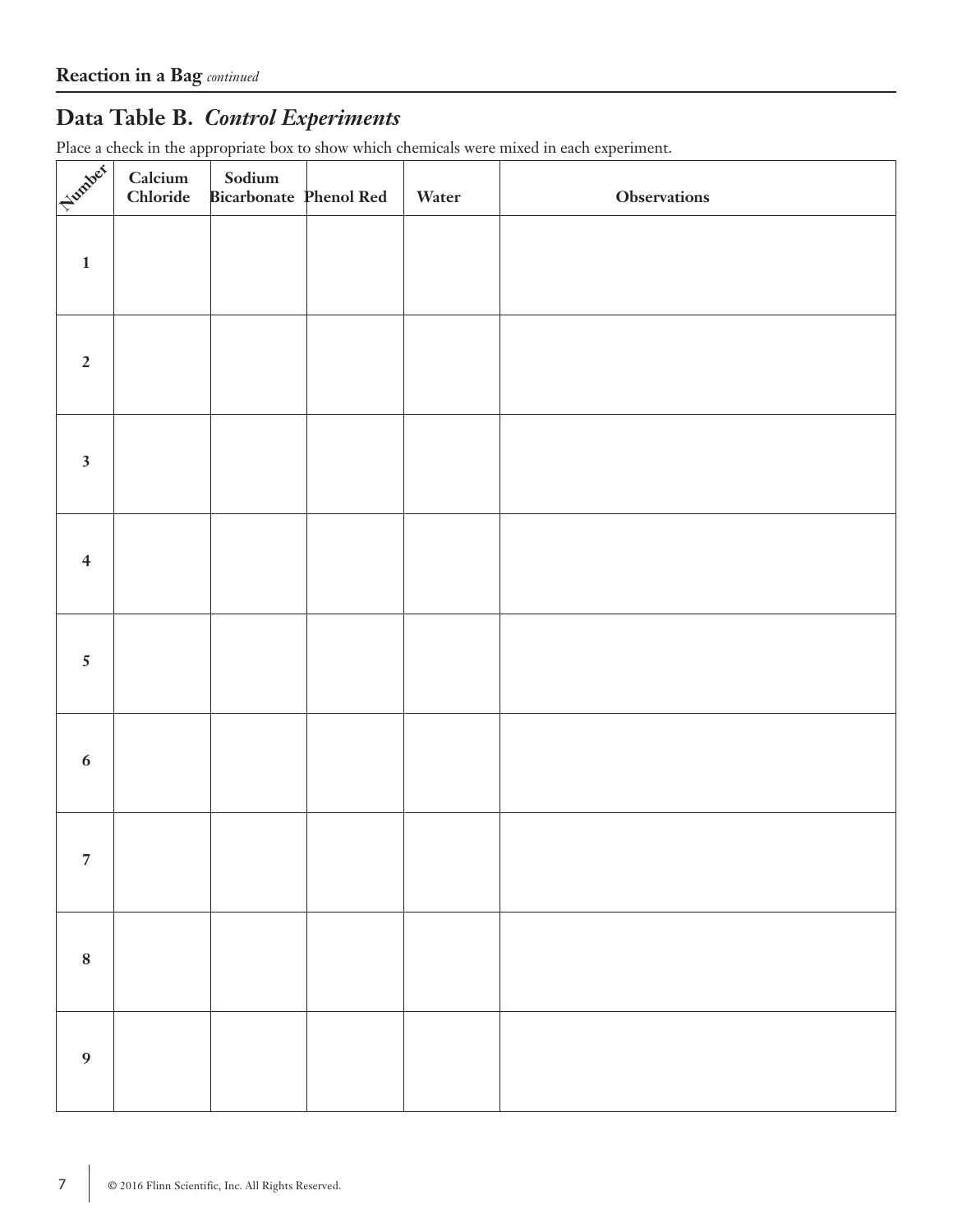## Data Table B. *Control Experiments*

Place a check in the appropriate box to show which chemicals were mixed in each experiment.

| Number | Calcium Chloride | Sodium Bicarbonate | Phenol Red | Water | Observations |
|---|---|---|---|---|---|
| 1 | | | | | |
| 2 | | | | | |
| 3 | | | | | |
| 4 | | | | | |
| 5 | | | | | |
| 6 | | | | | |
| 7 | | | | | |
| 8 | | | | | |
| 9 | | | | | |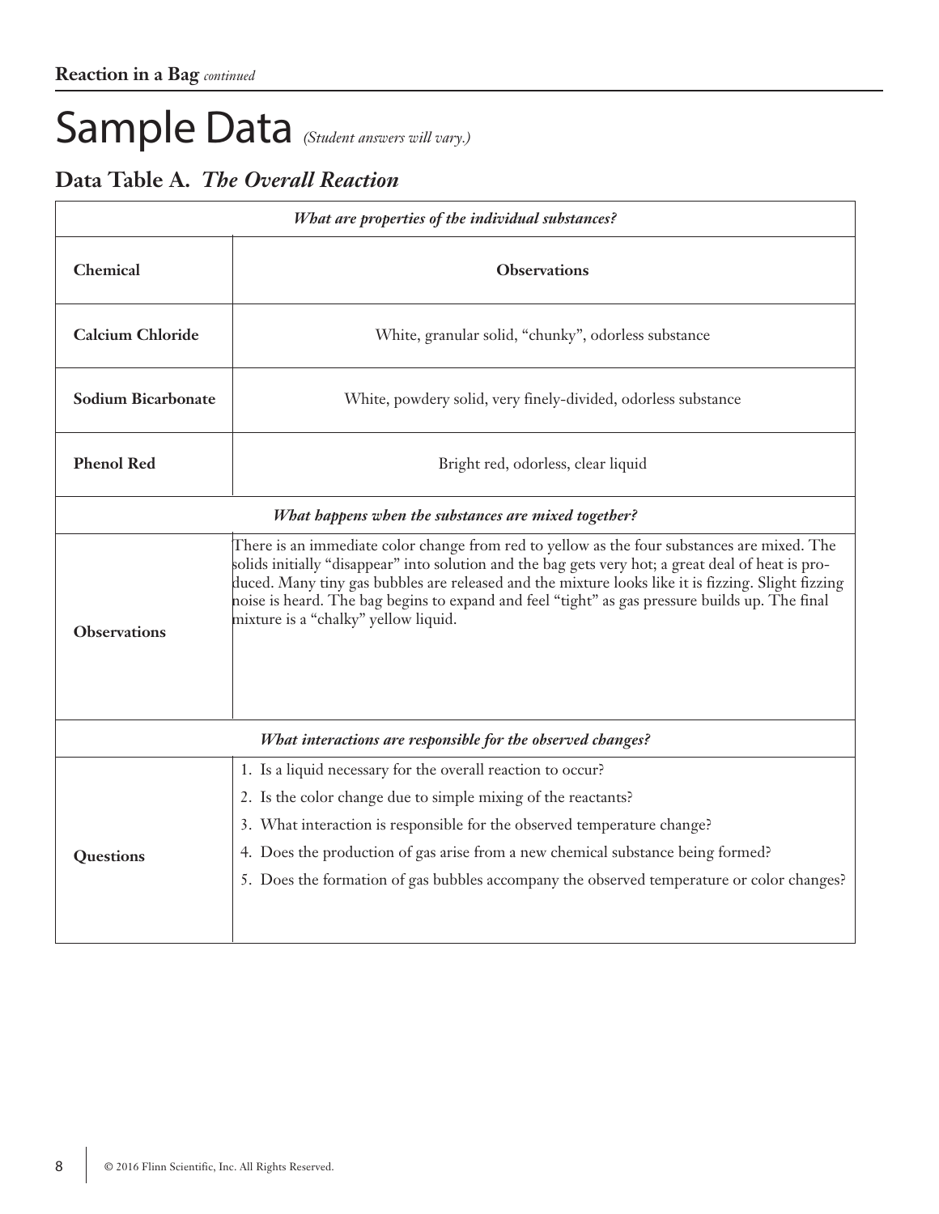# Sample Data *(Student answers will vary.)*

## Data Table A. *The Overall Reaction*

| *What are properties of the individual substances?* | |
|---|---|
| **Chemical** | **Observations** |
| **Calcium Chloride** | White, granular solid, "chunky", odorless substance |
| **Sodium Bicarbonate** | White, powdery solid, very finely-divided, odorless substance |
| **Phenol Red** | Bright red, odorless, clear liquid |
| *What happens when the substances are mixed together?* | |
| **Observations** | There is an immediate color change from red to yellow as the four substances are mixed. The solids initially "disappear" into solution and the bag gets very hot; a great deal of heat is produced. Many tiny gas bubbles are released and the mixture looks like it is fizzing. Slight fizzing noise is heard. The bag begins to expand and feel "tight" as gas pressure builds up. The final mixture is a "chalky" yellow liquid. |
| *What interactions are responsible for the observed changes?* | |
| **Questions** | 1. Is a liquid necessary for the overall reaction to occur?<br>2. Is the color change due to simple mixing of the reactants?<br>3. What interaction is responsible for the observed temperature change?<br>4. Does the production of gas arise from a new chemical substance being formed?<br>5. Does the formation of gas bubbles accompany the observed temperature or color changes? |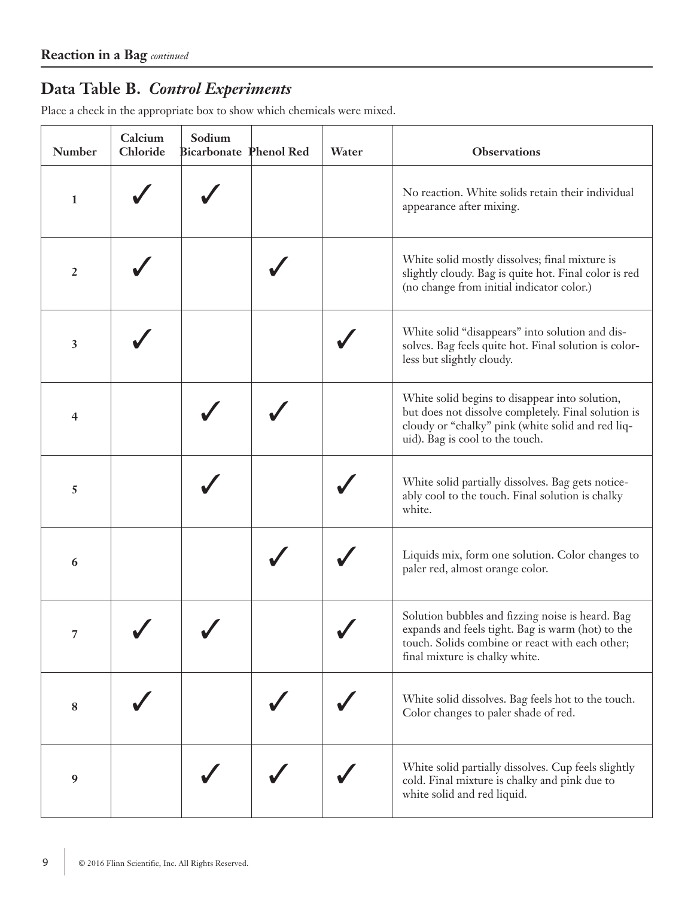## Data Table B. *Control Experiments*

Place a check in the appropriate box to show which chemicals were mixed.

| Number | Calcium Chloride | Sodium Bicarbonate | Phenol Red | Water | Observations |
|---|---|---|---|---|---|
| 1 | ✓ | ✓ | | | No reaction. White solids retain their individual appearance after mixing. |
| 2 | ✓ | | ✓ | | White solid mostly dissolves; final mixture is slightly cloudy. Bag is quite hot. Final color is red (no change from initial indicator color.) |
| 3 | ✓ | | | ✓ | White solid "disappears" into solution and dissolves. Bag feels quite hot. Final solution is colorless but slightly cloudy. |
| 4 | | ✓ | ✓ | | White solid begins to disappear into solution, but does not dissolve completely. Final solution is cloudy or "chalky" pink (white solid and red liquid). Bag is cool to the touch. |
| 5 | | ✓ | | ✓ | White solid partially dissolves. Bag gets noticeably cool to the touch. Final solution is chalky white. |
| 6 | | | ✓ | ✓ | Liquids mix, form one solution. Color changes to paler red, almost orange color. |
| 7 | ✓ | ✓ | | ✓ | Solution bubbles and fizzing noise is heard. Bag expands and feels tight. Bag is warm (hot) to the touch. Solids combine or react with each other; final mixture is chalky white. |
| 8 | ✓ | | ✓ | ✓ | White solid dissolves. Bag feels hot to the touch. Color changes to paler shade of red. |
| 9 | | ✓ | ✓ | ✓ | White solid partially dissolves. Cup feels slightly cold. Final mixture is chalky and pink due to white solid and red liquid. |

© 2016 Flinn Scientific, Inc. All Rights Reserved.